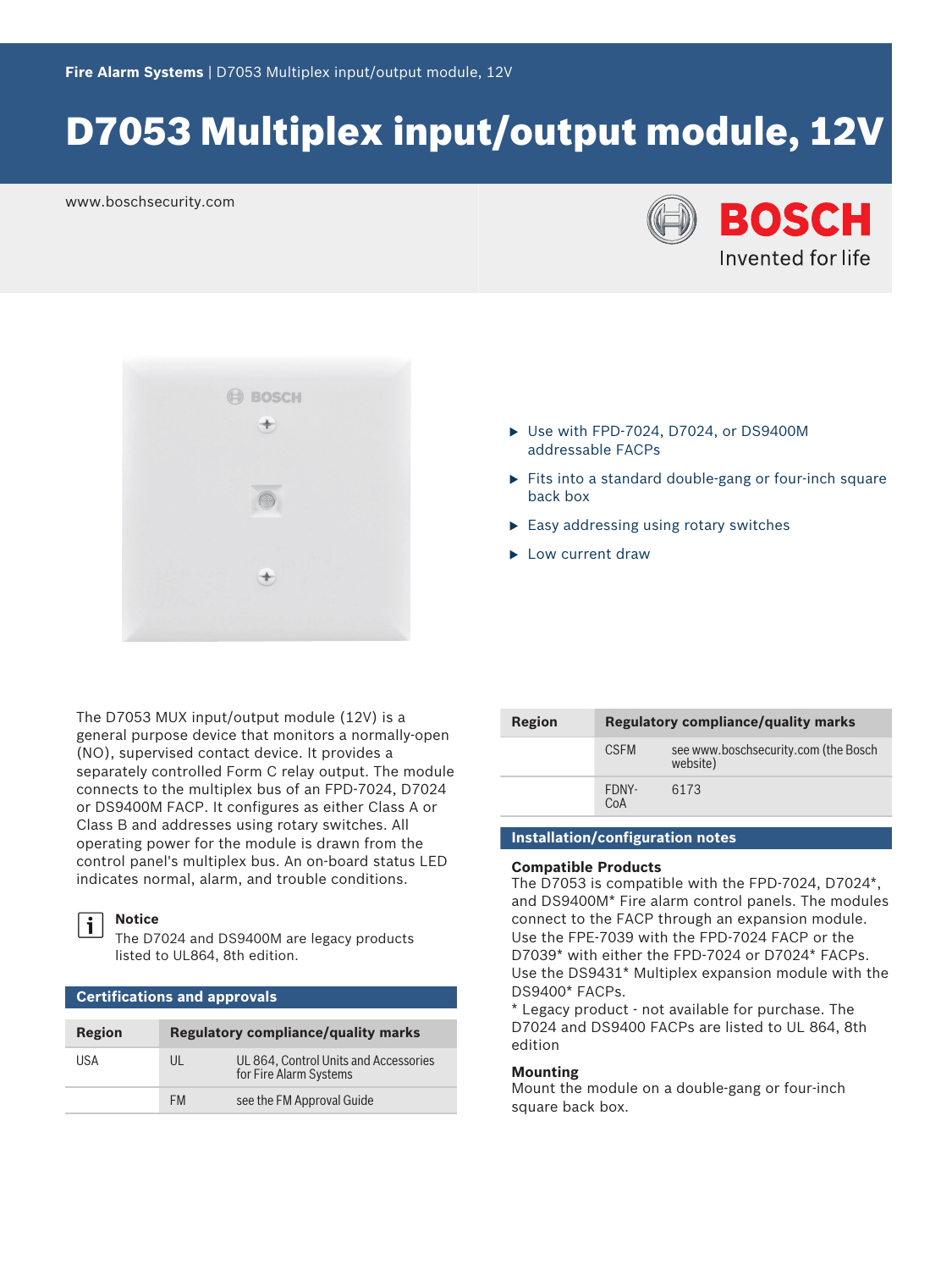Fire Alarm Systems | D7053 Multiplex input/output module, 12V

# D7053 Multiplex input/output module, 12V

www.boschsecurity.com

- Use with FPD-7024, D7024, or DS9400M addressable FACPs
- Fits into a standard double-gang or four-inch square back box
- Easy addressing using rotary switches
- Low current draw

The D7053 MUX input/output module (12V) is a general purpose device that monitors a normally-open (NO), supervised contact device. It provides a separately controlled Form C relay output. The module connects to the multiplex bus of an FPD-7024, D7024 or DS9400M FACP. It configures as either Class A or Class B and addresses using rotary switches. All operating power for the module is drawn from the control panel's multiplex bus. An on-board status LED indicates normal, alarm, and trouble conditions.

**Notice**
The D7024 and DS9400M are legacy products listed to UL864, 8th edition.

## Certifications and approvals

| Region | Regulatory compliance/quality marks | |
|---|---|---|
| USA | UL | UL 864, Control Units and Accessories for Fire Alarm Systems |
| | FM | see the FM Approval Guide |
| | CSFM | see www.boschsecurity.com (the Bosch website) |
| | FDNY-CoA | 6173 |

## Installation/configuration notes

### Compatible Products

The D7053 is compatible with the FPD-7024, D7024*, and DS9400M* Fire alarm control panels. The modules connect to the FACP through an expansion module. Use the FPE-7039 with the FPD-7024 FACP or the D7039* with either the FPD-7024 or D7024* FACPs. Use the DS9431* Multiplex expansion module with the DS9400* FACPs.
* Legacy product - not available for purchase. The D7024 and DS9400 FACPs are listed to UL 864, 8th edition

### Mounting

Mount the module on a double-gang or four-inch square back box.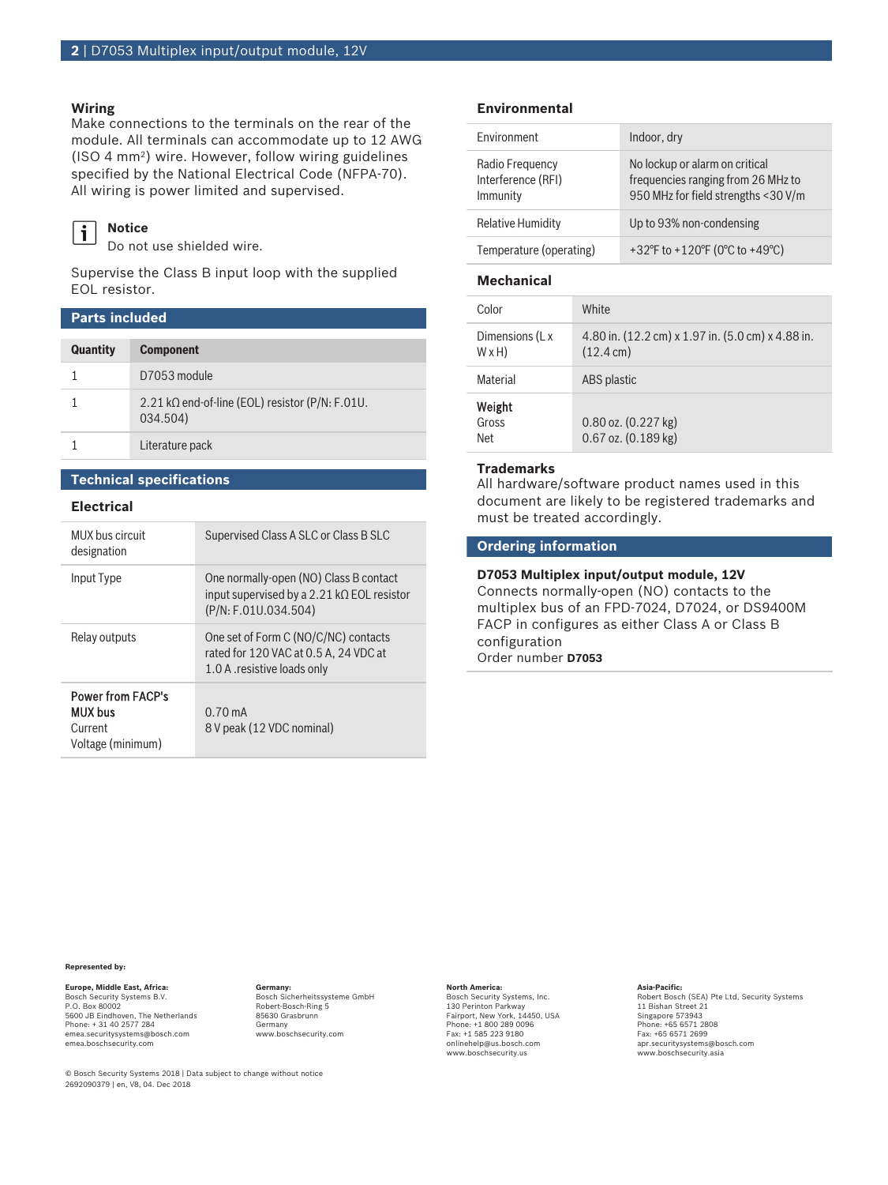### Wiring

Make connections to the terminals on the rear of the module. All terminals can accommodate up to 12 AWG (ISO 4 mm²) wire. However, follow wiring guidelines specified by the National Electrical Code (NFPA-70). All wiring is power limited and supervised.

**Notice**
Do not use shielded wire.

Supervise the Class B input loop with the supplied EOL resistor.

## Parts included

| Quantity | Component |
| --- | --- |
| 1 | D7053 module |
| 1 | 2.21 kΩ end-of-line (EOL) resistor (P/N: F.01U.034.504) |
| 1 | Literature pack |

## Technical specifications

### Electrical

| | |
| --- | --- |
| MUX bus circuit designation | Supervised Class A SLC or Class B SLC |
| Input Type | One normally-open (NO) Class B contact input supervised by a 2.21 kΩ EOL resistor (P/N: F.01U.034.504) |
| Relay outputs | One set of Form C (NO/C/NC) contacts rated for 120 VAC at 0.5 A, 24 VDC at 1.0 A .resistive loads only |
| **Power from FACP's MUX bus** | |
| Current | 0.70 mA |
| Voltage (minimum) | 8 V peak (12 VDC nominal) |

### Environmental

| | |
| --- | --- |
| Environment | Indoor, dry |
| Radio Frequency Interference (RFI) Immunity | No lockup or alarm on critical frequencies ranging from 26 MHz to 950 MHz for field strengths <30 V/m |
| Relative Humidity | Up to 93% non-condensing |
| Temperature (operating) | +32°F to +120°F (0°C to +49°C) |

### Mechanical

| | |
| --- | --- |
| Color | White |
| Dimensions (L x W x H) | 4.80 in. (12.2 cm) x 1.97 in. (5.0 cm) x 4.88 in. (12.4 cm) |
| Material | ABS plastic |
| **Weight** | |
| Gross | 0.80 oz. (0.227 kg) |
| Net | 0.67 oz. (0.189 kg) |

### Trademarks

All hardware/software product names used in this document are likely to be registered trademarks and must be treated accordingly.

## Ordering information

**D7053 Multiplex input/output module, 12V**
Connects normally-open (NO) contacts to the multiplex bus of an FPD-7024, D7024, or DS9400M FACP in configures as either Class A or Class B configuration
Order number **D7053**

**Represented by:**

**Europe, Middle East, Africa:**
Bosch Security Systems B.V.
P.O. Box 80002
5600 JB Eindhoven, The Netherlands
Phone: + 31 40 2577 284
emea.securitysystems@bosch.com
emea.boschsecurity.com

**Germany:**
Bosch Sicherheitssysteme GmbH
Robert-Bosch-Ring 5
85630 Grasbrunn
Germany
www.boschsecurity.com

**North America:**
Bosch Security Systems, Inc.
130 Perinton Parkway
Fairport, New York, 14450, USA
Phone: +1 800 289 0096
Fax: +1 585 223 9180
onlinehelp@us.bosch.com
www.boschsecurity.us

**Asia-Pacific:**
Robert Bosch (SEA) Pte Ltd, Security Systems
11 Bishan Street 21
Singapore 573943
Phone: +65 6571 2808
Fax: +65 6571 2699
apr.securitysystems@bosch.com
www.boschsecurity.asia

© Bosch Security Systems 2018 | Data subject to change without notice
2692090379 | en, V8, 04. Dec 2018